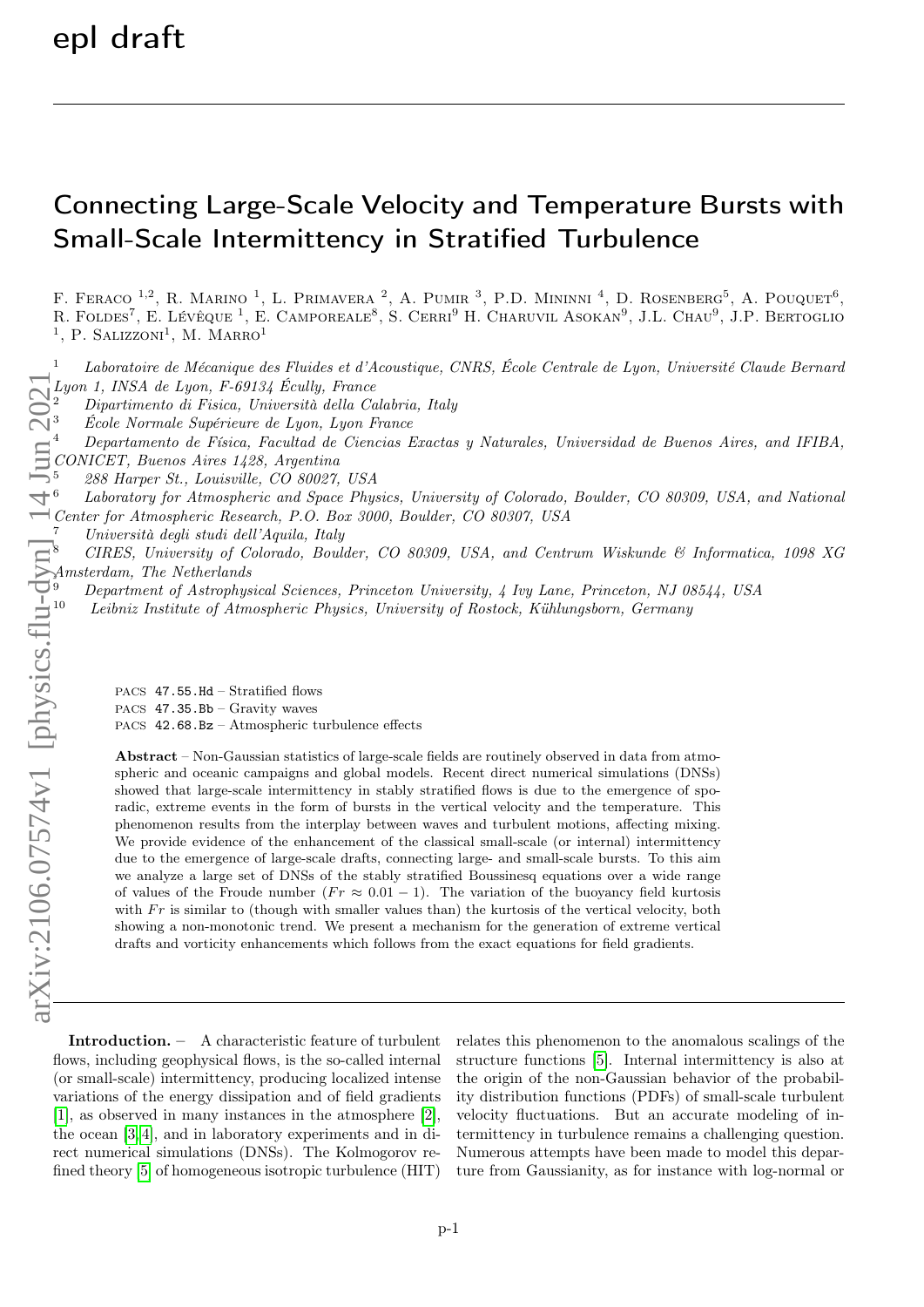# Connecting Large-Scale Velocity and Temperature Bursts with Small-Scale Intermittency in Stratified Turbulence

F. Feraco [1,2], R. Marino [1], L. Primavera [2], A. Pumir [3], P.D. Mininni [4], D. Rosenberg[5], A. Pouquet[6], R. Foldes[7], E. Lévêque [1], E. Camporeale[8], S. Cerri[9] H. Charuvil Asokan[9], J.L. Chau[9], J.P. Bertoglio [1], P. Salizzoni[1], M. Marro[1]

[1] *Laboratoire de Mécanique des Fluides et d'Acoustique, CNRS, École Centrale de Lyon, Université Claude Bernard Lyon 1, INSA de Lyon, F-69134 Écully, France*
[2] *Dipartimento di Fisica, Università della Calabria, Italy*
[3] *École Normale Supérieure de Lyon, Lyon France*
[4] *Departamento de Física, Facultad de Ciencias Exactas y Naturales, Universidad de Buenos Aires, and IFIBA, CONICET, Buenos Aires 1428, Argentina*
[5] *288 Harper St., Louisville, CO 80027, USA*
[6] *Laboratory for Atmospheric and Space Physics, University of Colorado, Boulder, CO 80309, USA, and National Center for Atmospheric Research, P.O. Box 3000, Boulder, CO 80307, USA*
[7] *Università degli studi dell'Aquila, Italy*
[8] *CIRES, University of Colorado, Boulder, CO 80309, USA, and Centrum Wiskunde & Informatica, 1098 XG Amsterdam, The Netherlands*
[9] *Department of Astrophysical Sciences, Princeton University, 4 Ivy Lane, Princeton, NJ 08544, USA*
[10] *Leibniz Institute of Atmospheric Physics, University of Rostock, Kühlungsborn, Germany*

PACS 47.55.Hd – Stratified flows
PACS 47.35.Bb – Gravity waves
PACS 42.68.Bz – Atmospheric turbulence effects

**Abstract** – Non-Gaussian statistics of large-scale fields are routinely observed in data from atmospheric and oceanic campaigns and global models. Recent direct numerical simulations (DNSs) showed that large-scale intermittency in stably stratified flows is due to the emergence of sporadic, extreme events in the form of bursts in the vertical velocity and the temperature. This phenomenon results from the interplay between waves and turbulent motions, affecting mixing. We provide evidence of the enhancement of the classical small-scale (or internal) intermittency due to the emergence of large-scale drafts, connecting large- and small-scale bursts. To this aim we analyze a large set of DNSs of the stably stratified Boussinesq equations over a wide range of values of the Froude number ($Fr \approx 0.01 - 1$). The variation of the buoyancy field kurtosis with $Fr$ is similar to (though with smaller values than) the kurtosis of the vertical velocity, both showing a non-monotonic trend. We present a mechanism for the generation of extreme vertical drafts and vorticity enhancements which follows from the exact equations for field gradients.

**Introduction.** – A characteristic feature of turbulent flows, including geophysical flows, is the so-called internal (or small-scale) intermittency, producing localized intense variations of the energy dissipation and of field gradients [1], as observed in many instances in the atmosphere [2], the ocean [3,4], and in laboratory experiments and in direct numerical simulations (DNSs). The Kolmogorov refined theory [5] of homogeneous isotropic turbulence (HIT) relates this phenomenon to the anomalous scalings of the structure functions [5]. Internal intermittency is also at the origin of the non-Gaussian behavior of the probability distribution functions (PDFs) of small-scale turbulent velocity fluctuations. But an accurate modeling of intermittency in turbulence remains a challenging question. Numerous attempts have been made to model this departure from Gaussianity, as for instance with log-normal or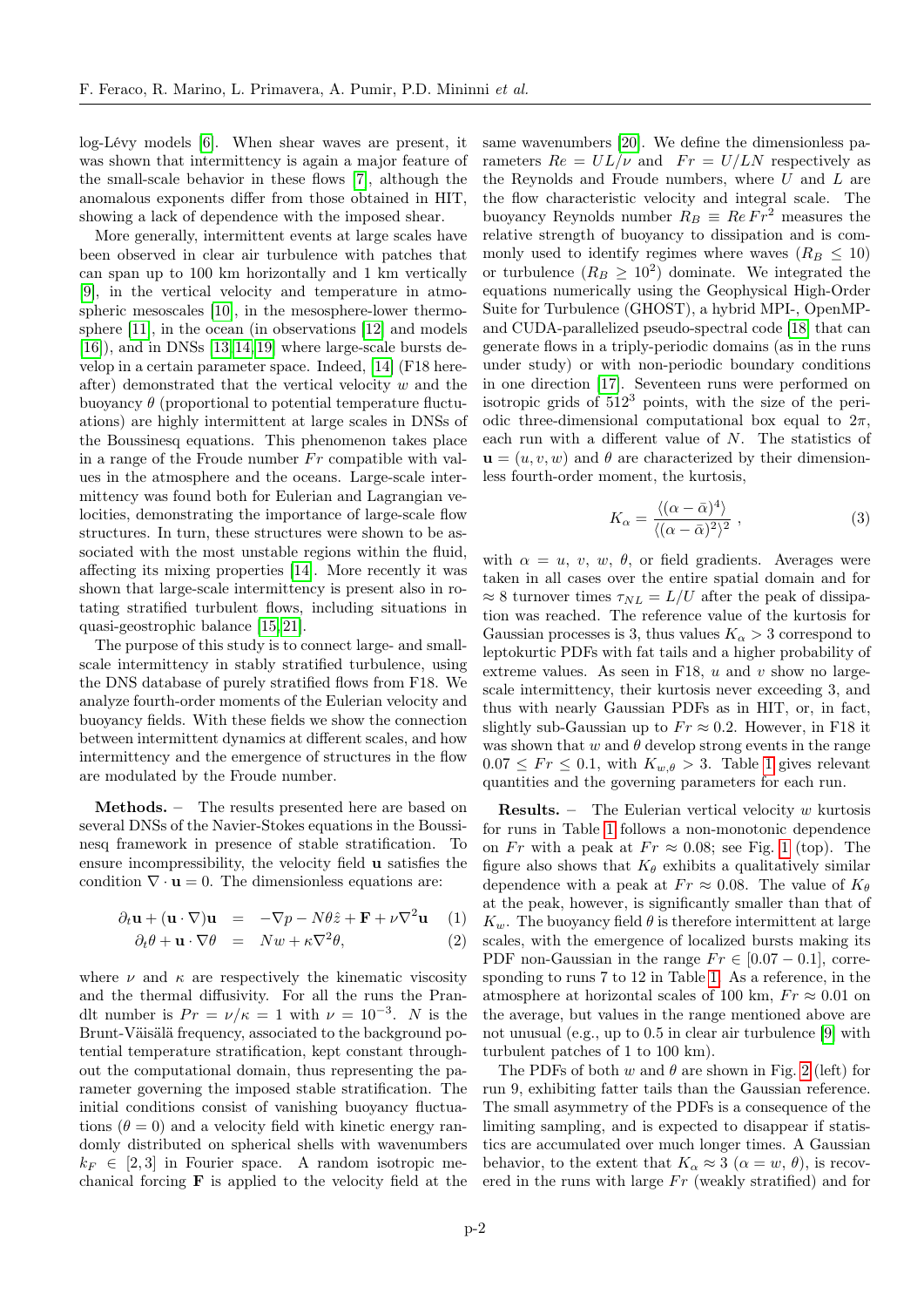log-Lévy models [6]. When shear waves are present, it was shown that intermittency is again a major feature of the small-scale behavior in these flows [7], although the anomalous exponents differ from those obtained in HIT, showing a lack of dependence with the imposed shear.

More generally, intermittent events at large scales have been observed in clear air turbulence with patches that can span up to 100 km horizontally and 1 km vertically [9], in the vertical velocity and temperature in atmospheric mesoscales [10], in the mesosphere-lower thermosphere [11], in the ocean (in observations [12] and models [16]), and in DNSs [13,14,19] where large-scale bursts develop in a certain parameter space. Indeed, [14] (F18 hereafter) demonstrated that the vertical velocity $w$ and the buoyancy $\theta$ (proportional to potential temperature fluctuations) are highly intermittent at large scales in DNSs of the Boussinesq equations. This phenomenon takes place in a range of the Froude number $Fr$ compatible with values in the atmosphere and the oceans. Large-scale intermittency was found both for Eulerian and Lagrangian velocities, demonstrating the importance of large-scale flow structures. In turn, these structures were shown to be associated with the most unstable regions within the fluid, affecting its mixing properties [14]. More recently it was shown that large-scale intermittency is present also in rotating stratified turbulent flows, including situations in quasi-geostrophic balance [15,21].

The purpose of this study is to connect large- and small-scale intermittency in stably stratified turbulence, using the DNS database of purely stratified flows from F18. We analyze fourth-order moments of the Eulerian velocity and buoyancy fields. With these fields we show the connection between intermittent dynamics at different scales, and how intermittency and the emergence of structures in the flow are modulated by the Froude number.

**Methods.** – The results presented here are based on several DNSs of the Navier-Stokes equations in the Boussinesq framework in presence of stable stratification. To ensure incompressibility, the velocity field $\mathbf{u}$ satisfies the condition $\nabla \cdot \mathbf{u} = 0$. The dimensionless equations are:

$$\partial_t \mathbf{u} + (\mathbf{u} \cdot \nabla)\mathbf{u} = -\nabla p - N\theta\hat{z} + \mathbf{F} + \nu\nabla^2\mathbf{u} \quad (1)$$

$$\partial_t \theta + \mathbf{u} \cdot \nabla\theta = Nw + \kappa\nabla^2\theta, \quad (2)$$

where $\nu$ and $\kappa$ are respectively the kinematic viscosity and the thermal diffusivity. For all the runs the Prandlt number is $Pr = \nu/\kappa = 1$ with $\nu = 10^{-3}$. $N$ is the Brunt-Väisälä frequency, associated to the background potential temperature stratification, kept constant throughout the computational domain, thus representing the parameter governing the imposed stable stratification. The initial conditions consist of vanishing buoyancy fluctuations ($\theta = 0$) and a velocity field with kinetic energy randomly distributed on spherical shells with wavenumbers $k_F \in [2, 3]$ in Fourier space. A random isotropic mechanical forcing $\mathbf{F}$ is applied to the velocity field at the same wavenumbers [20]. We define the dimensionless parameters $Re = UL/\nu$ and $Fr = U/LN$ respectively as the Reynolds and Froude numbers, where $U$ and $L$ are the flow characteristic velocity and integral scale. The buoyancy Reynolds number $R_B \equiv Re\,Fr^2$ measures the relative strength of buoyancy to dissipation and is commonly used to identify regimes where waves ($R_B \leq 10$) or turbulence ($R_B \geq 10^2$) dominate. We integrated the equations numerically using the Geophysical High-Order Suite for Turbulence (GHOST), a hybrid MPI-, OpenMP- and CUDA-parallelized pseudo-spectral code [18] that can generate flows in a triply-periodic domains (as in the runs under study) or with non-periodic boundary conditions in one direction [17]. Seventeen runs were performed on isotropic grids of $512^3$ points, with the size of the periodic three-dimensional computational box equal to $2\pi$, each run with a different value of $N$. The statistics of $\mathbf{u} = (u, v, w)$ and $\theta$ are characterized by their dimensionless fourth-order moment, the kurtosis,

$$K_\alpha = \frac{\langle(\alpha - \bar{\alpha})^4\rangle}{\langle(\alpha - \bar{\alpha})^2\rangle^2}\ , \quad (3)$$

with $\alpha = u,\ v,\ w,\ \theta$, or field gradients. Averages were taken in all cases over the entire spatial domain and for $\approx 8$ turnover times $\tau_{NL} = L/U$ after the peak of dissipation was reached. The reference value of the kurtosis for Gaussian processes is 3, thus values $K_\alpha > 3$ correspond to leptokurtic PDFs with fat tails and a higher probability of extreme values. As seen in F18, $u$ and $v$ show no large-scale intermittency, their kurtosis never exceeding 3, and thus with nearly Gaussian PDFs as in HIT, or, in fact, slightly sub-Gaussian up to $Fr \approx 0.2$. However, in F18 it was shown that $w$ and $\theta$ develop strong events in the range $0.07 \leq Fr \leq 0.1$, with $K_{w,\theta} > 3$. Table 1 gives relevant quantities and the governing parameters for each run.

**Results.** – The Eulerian vertical velocity $w$ kurtosis for runs in Table 1 follows a non-monotonic dependence on $Fr$ with a peak at $Fr \approx 0.08$; see Fig. 1 (top). The figure also shows that $K_\theta$ exhibits a qualitatively similar dependence with a peak at $Fr \approx 0.08$. The value of $K_\theta$ at the peak, however, is significantly smaller than that of $K_w$. The buoyancy field $\theta$ is therefore intermittent at large scales, with the emergence of localized bursts making its PDF non-Gaussian in the range $Fr \in [0.07 - 0.1]$, corresponding to runs 7 to 12 in Table 1. As a reference, in the atmosphere at horizontal scales of 100 km, $Fr \approx 0.01$ on the average, but values in the range mentioned above are not unusual (e.g., up to 0.5 in clear air turbulence [9] with turbulent patches of 1 to 100 km).

The PDFs of both $w$ and $\theta$ are shown in Fig. 2 (left) for run 9, exhibiting fatter tails than the Gaussian reference. The small asymmetry of the PDFs is a consequence of the limiting sampling, and is expected to disappear if statistics are accumulated over much longer times. A Gaussian behavior, to the extent that $K_\alpha \approx 3$ ($\alpha = w,\ \theta$), is recovered in the runs with large $Fr$ (weakly stratified) and for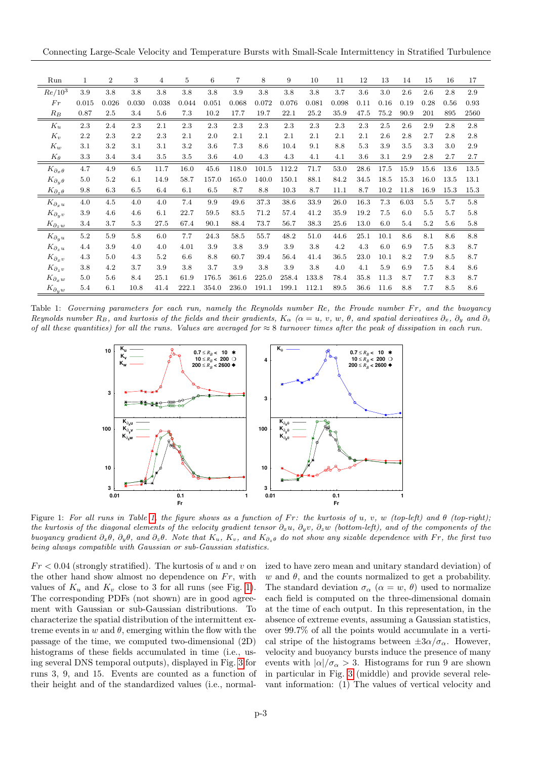| Run | 1 | 2 | 3 | 4 | 5 | 6 | 7 | 8 | 9 | 10 | 11 | 12 | 13 | 14 | 15 | 16 | 17 |
|---|---|---|---|---|---|---|---|---|---|---|---|---|---|---|---|---|---|
| $Re/10^3$ | 3.9 | 3.8 | 3.8 | 3.8 | 3.8 | 3.8 | 3.9 | 3.8 | 3.8 | 3.8 | 3.7 | 3.6 | 3.0 | 2.6 | 2.6 | 2.8 | 2.9 |
| $Fr$ | 0.015 | 0.026 | 0.030 | 0.038 | 0.044 | 0.051 | 0.068 | 0.072 | 0.076 | 0.081 | 0.098 | 0.11 | 0.16 | 0.19 | 0.28 | 0.56 | 0.93 |
| $R_B$ | 0.87 | 2.5 | 3.4 | 5.6 | 7.3 | 10.2 | 17.7 | 19.7 | 22.1 | 25.2 | 35.9 | 47.5 | 75.2 | 90.9 | 201 | 895 | 2560 |
| $K_u$ | 2.3 | 2.4 | 2.3 | 2.1 | 2.3 | 2.3 | 2.3 | 2.3 | 2.3 | 2.3 | 2.3 | 2.3 | 2.5 | 2.6 | 2.9 | 2.8 | 2.8 |
| $K_v$ | 2.2 | 2.3 | 2.2 | 2.3 | 2.1 | 2.0 | 2.1 | 2.1 | 2.1 | 2.1 | 2.1 | 2.1 | 2.6 | 2.8 | 2.7 | 2.8 | 2.8 |
| $K_w$ | 3.1 | 3.2 | 3.1 | 3.1 | 3.2 | 3.6 | 7.3 | 8.6 | 10.4 | 9.1 | 8.8 | 5.3 | 3.9 | 3.5 | 3.3 | 3.0 | 2.9 |
| $K_\theta$ | 3.3 | 3.4 | 3.4 | 3.5 | 3.5 | 3.6 | 4.0 | 4.3 | 4.3 | 4.1 | 4.1 | 3.6 | 3.1 | 2.9 | 2.8 | 2.7 | 2.7 |
| $K_{\partial_x\theta}$ | 4.7 | 4.9 | 6.5 | 11.7 | 16.0 | 45.6 | 118.0 | 101.5 | 112.2 | 71.7 | 53.0 | 28.6 | 17.5 | 15.9 | 15.6 | 13.6 | 13.5 |
| $K_{\partial_y\theta}$ | 5.0 | 5.2 | 6.1 | 14.9 | 58.7 | 157.0 | 165.0 | 140.0 | 150.1 | 88.1 | 84.2 | 34.5 | 18.5 | 15.3 | 16.0 | 13.5 | 13.1 |
| $K_{\partial_z\theta}$ | 9.8 | 6.3 | 6.5 | 6.4 | 6.1 | 6.5 | 8.7 | 8.8 | 10.3 | 8.7 | 11.1 | 8.7 | 10.2 | 11.8 | 16.9 | 15.3 | 15.3 |
| $K_{\partial_x u}$ | 4.0 | 4.5 | 4.0 | 4.0 | 7.4 | 9.9 | 49.6 | 37.3 | 38.6 | 33.9 | 26.0 | 16.3 | 7.3 | 6.03 | 5.5 | 5.7 | 5.8 |
| $K_{\partial_y v}$ | 3.9 | 4.6 | 4.6 | 6.1 | 22.7 | 59.5 | 83.5 | 71.2 | 57.4 | 41.2 | 35.9 | 19.2 | 7.5 | 6.0 | 5.5 | 5.7 | 5.8 |
| $K_{\partial_z w}$ | 3.4 | 3.7 | 5.3 | 27.5 | 67.4 | 90.1 | 88.4 | 73.7 | 56.7 | 38.3 | 25.6 | 13.0 | 6.0 | 5.4 | 5.2 | 5.6 | 5.8 |
| $K_{\partial_y u}$ | 5.2 | 5.9 | 5.8 | 6.0 | 7.7 | 24.3 | 58.5 | 55.7 | 48.2 | 51.0 | 44.6 | 25.1 | 10.1 | 8.6 | 8.1 | 8.6 | 8.8 |
| $K_{\partial_z u}$ | 4.4 | 3.9 | 4.0 | 4.0 | 4.01 | 3.9 | 3.8 | 3.9 | 3.9 | 3.8 | 4.2 | 4.3 | 6.0 | 6.9 | 7.5 | 8.3 | 8.7 |
| $K_{\partial_x v}$ | 4.3 | 5.0 | 4.3 | 5.2 | 6.6 | 8.8 | 60.7 | 39.4 | 56.4 | 41.4 | 36.5 | 23.0 | 10.1 | 8.2 | 7.9 | 8.5 | 8.7 |
| $K_{\partial_z v}$ | 3.8 | 4.2 | 3.7 | 3.9 | 3.8 | 3.7 | 3.9 | 3.8 | 3.9 | 3.8 | 4.0 | 4.1 | 5.9 | 6.9 | 7.5 | 8.4 | 8.6 |
| $K_{\partial_x w}$ | 5.0 | 5.6 | 8.4 | 25.1 | 61.9 | 176.5 | 361.6 | 225.0 | 258.4 | 133.8 | 78.4 | 35.8 | 11.3 | 8.7 | 7.7 | 8.3 | 8.7 |
| $K_{\partial_y w}$ | 5.4 | 6.1 | 10.8 | 41.4 | 222.1 | 354.0 | 236.0 | 191.1 | 199.1 | 112.1 | 89.5 | 36.6 | 11.6 | 8.8 | 7.7 | 8.5 | 8.6 |

Table 1: *Governing parameters for each run, namely the Reynolds number $Re$, the Froude number $Fr$, and the buoyancy Reynolds number $R_B$, and kurtosis of the fields and their gradients, $K_\alpha$ ($\alpha = u, v, w, \theta$, and spatial derivatives $\partial_x$, $\partial_y$ and $\partial_z$ of all these quantities) for all the runs. Values are averaged for $\approx 8$ turnover times after the peak of dissipation in each run.*

Figure 1: *For all runs in Table 1, the figure shows as a function of $Fr$: the kurtosis of $u$, $v$, $w$ (top-left) and $\theta$ (top-right); the kurtosis of the diagonal elements of the velocity gradient tensor $\partial_x u$, $\partial_y v$, $\partial_z w$ (bottom-left), and of the components of the buoyancy gradient $\partial_x\theta$, $\partial_y\theta$, and $\partial_z\theta$. Note that $K_u$, $K_v$, and $K_{\partial_z\theta}$ do not show any sizable dependence with $Fr$, the first two being always compatible with Gaussian or sub-Gaussian statistics.*

$Fr < 0.04$ (strongly stratified). The kurtosis of $u$ and $v$ on the other hand show almost no dependence on $Fr$, with values of $K_u$ and $K_v$ close to 3 for all runs (see Fig. 1). The corresponding PDFs (not shown) are in good agreement with Gaussian or sub-Gaussian distributions. To characterize the spatial distribution of the intermittent extreme events in $w$ and $\theta$, emerging within the flow with the passage of the time, we computed two-dimensional (2D) histograms of these fields accumulated in time (i.e., using several DNS temporal outputs), displayed in Fig. 3 for runs 3, 9, and 15. Events are counted as a function of their height and of the standardized values (i.e., normalized to have zero mean and unitary standard deviation) of $w$ and $\theta$, and the counts normalized to get a probability. The standard deviation $\sigma_\alpha$ ($\alpha = w, \theta$) used to normalize each field is computed on the three-dimensional domain at the time of each output. In this representation, in the absence of extreme events, assuming a Gaussian statistics, over 99.7% of all the points would accumulate in a vertical stripe of the histograms between $\pm 3\alpha/\sigma_\alpha$. However, velocity and buoyancy bursts induce the presence of many events with $|\alpha|/\sigma_\alpha > 3$. Histograms for run 9 are shown in particular in Fig. 3 (middle) and provide several relevant information: (1) The values of vertical velocity and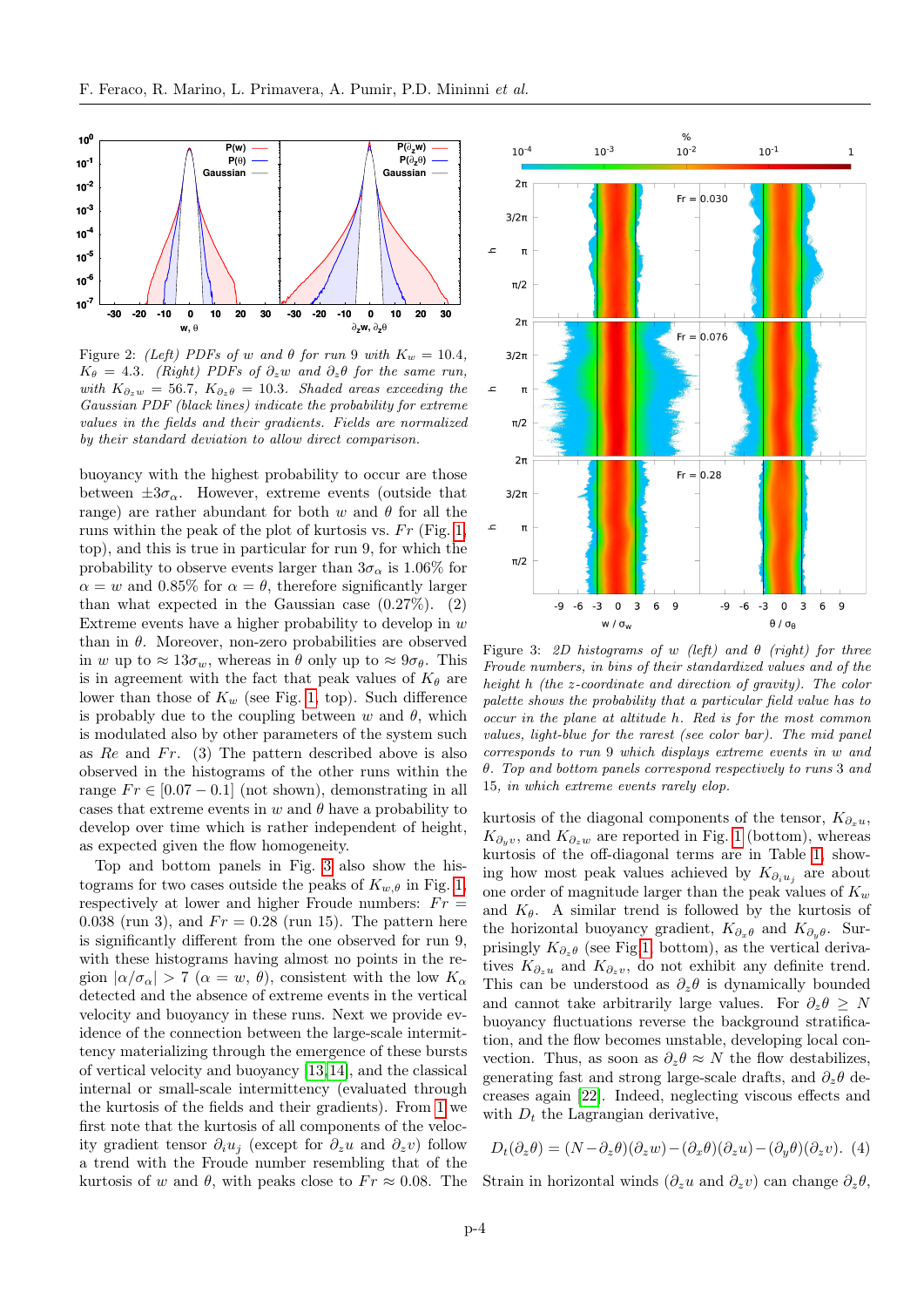Figure 2: *(Left) PDFs of $w$ and $\theta$ for run 9 with $K_w = 10.4$, $K_\theta = 4.3$. (Right) PDFs of $\partial_z w$ and $\partial_z \theta$ for the same run, with $K_{\partial_z w} = 56.7$, $K_{\partial_z \theta} = 10.3$. Shaded areas exceeding the Gaussian PDF (black lines) indicate the probability for extreme values in the fields and their gradients. Fields are normalized by their standard deviation to allow direct comparison.*

buoyancy with the highest probability to occur are those between $\pm 3\sigma_\alpha$. However, extreme events (outside that range) are rather abundant for both $w$ and $\theta$ for all the runs within the peak of the plot of kurtosis vs. $Fr$ (Fig. 1, top), and this is true in particular for run 9, for which the probability to observe events larger than $3\sigma_\alpha$ is 1.06% for $\alpha = w$ and 0.85% for $\alpha = \theta$, therefore significantly larger than what expected in the Gaussian case (0.27%). (2) Extreme events have a higher probability to develop in $w$ than in $\theta$. Moreover, non-zero probabilities are observed in $w$ up to $\approx 13\sigma_w$, whereas in $\theta$ only up to $\approx 9\sigma_\theta$. This is in agreement with the fact that peak values of $K_\theta$ are lower than those of $K_w$ (see Fig. 1, top). Such difference is probably due to the coupling between $w$ and $\theta$, which is modulated also by other parameters of the system such as $Re$ and $Fr$. (3) The pattern described above is also observed in the histograms of the other runs within the range $Fr \in [0.07 - 0.1]$ (not shown), demonstrating in all cases that extreme events in $w$ and $\theta$ have a probability to develop over time which is rather independent of height, as expected given the flow homogeneity.

Top and bottom panels in Fig. 3 also show the histograms for two cases outside the peaks of $K_{w,\theta}$ in Fig. 1, respectively at lower and higher Froude numbers: $Fr = 0.038$ (run 3), and $Fr = 0.28$ (run 15). The pattern here is significantly different from the one observed for run 9, with these histograms having almost no points in the region $|\alpha/\sigma_\alpha| > 7$ ($\alpha = w$, $\theta$), consistent with the low $K_\alpha$ detected and the absence of extreme events in the vertical velocity and buoyancy in these runs. Next we provide evidence of the connection between the large-scale intermittency materializing through the emergence of these bursts of vertical velocity and buoyancy [13,14], and the classical internal or small-scale intermittency (evaluated through the kurtosis of the fields and their gradients). From 1 we first note that the kurtosis of all components of the velocity gradient tensor $\partial_i u_j$ (except for $\partial_z u$ and $\partial_z v$) follow a trend with the Froude number resembling that of the kurtosis of $w$ and $\theta$, with peaks close to $Fr \approx 0.08$. The

Figure 3: *2D histograms of $w$ (left) and $\theta$ (right) for three Froude numbers, in bins of their standardized values and of the height $h$ (the z-coordinate and direction of gravity). The color palette shows the probability that a particular field value has to occur in the plane at altitude $h$. Red is for the most common values, light-blue for the rarest (see color bar). The mid panel corresponds to run 9 which displays extreme events in $w$ and $\theta$. Top and bottom panels correspond respectively to runs 3 and 15, in which extreme events rarely elop.*

kurtosis of the diagonal components of the tensor, $K_{\partial_x u}$, $K_{\partial_y v}$, and $K_{\partial_z w}$ are reported in Fig. 1 (bottom), whereas kurtosis of the off-diagonal terms are in Table 1, showing how most peak values achieved by $K_{\partial_i u_j}$ are about one order of magnitude larger than the peak values of $K_w$ and $K_\theta$. A similar trend is followed by the kurtosis of the horizontal buoyancy gradient, $K_{\partial_x \theta}$ and $K_{\partial_y \theta}$. Surprisingly $K_{\partial_z \theta}$ (see Fig 1, bottom), as the vertical derivatives $K_{\partial_z u}$ and $K_{\partial_z v}$, do not exhibit any definite trend. This can be understood as $\partial_z \theta$ is dynamically bounded and cannot take arbitrarily large values. For $\partial_z \theta \geq N$ buoyancy fluctuations reverse the background stratification, and the flow becomes unstable, developing local convection. Thus, as soon as $\partial_z \theta \approx N$ the flow destabilizes, generating fast and strong large-scale drafts, and $\partial_z \theta$ decreases again [22]. Indeed, neglecting viscous effects and with $D_t$ the Lagrangian derivative,

$$D_t(\partial_z \theta) = (N - \partial_z \theta)(\partial_z w) - (\partial_x \theta)(\partial_z u) - (\partial_y \theta)(\partial_z v). \quad (4)$$

Strain in horizontal winds ($\partial_z u$ and $\partial_z v$) can change $\partial_z \theta$,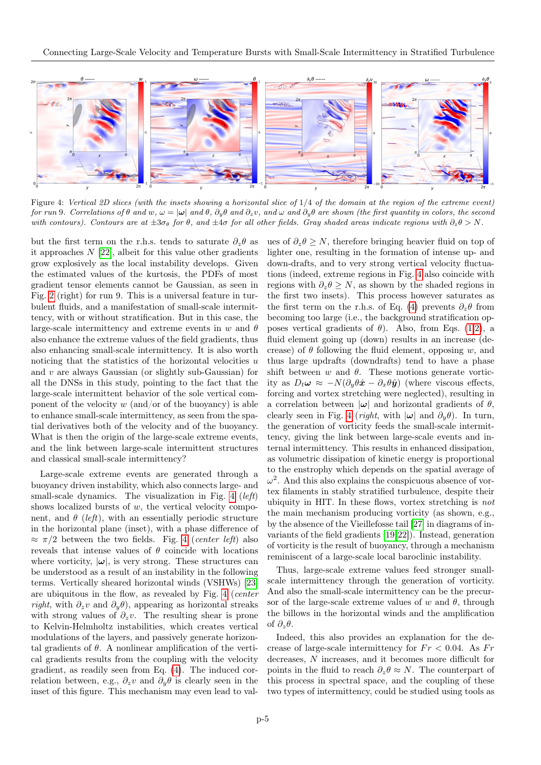Figure 4: *Vertical 2D slices (with the insets showing a horizontal slice of 1/4 of the domain at the region of the extreme event) for run 9. Correlations of $\theta$ and $w$, $\omega = |\boldsymbol{\omega}|$ and $\theta$, $\partial_y\theta$ and $\partial_z v$, and $\omega$ and $\partial_y\theta$ are shown (the first quantity in colors, the second with contours). Contours are at $\pm 3\sigma_\theta$ for $\theta$, and $\pm 4\sigma$ for all other fields. Gray shaded areas indicate regions with $\partial_z\theta > N$.*

but the first term on the r.h.s. tends to saturate $\partial_z\theta$ as it approaches $N$ [22], albeit for this value other gradients grow explosively as the local instability develops. Given the estimated values of the kurtosis, the PDFs of most gradient tensor elements cannot be Gaussian, as seen in Fig. 2 (right) for run 9. This is a universal feature in turbulent fluids, and a manifestation of small-scale intermittency, with or without stratification. But in this case, the large-scale intermittency and extreme events in $w$ and $\theta$ also enhance the extreme values of the field gradients, thus also enhancing small-scale intermittency. It is also worth noticing that the statistics of the horizontal velocities $u$ and $v$ are always Gaussian (or slightly sub-Gaussian) for all the DNSs in this study, pointing to the fact that the large-scale intermittent behavior of the sole vertical component of the velocity $w$ (and/or of the buoyancy) is able to enhance small-scale intermittency, as seen from the spatial derivatives both of the velocity and of the buoyancy. What is then the origin of the large-scale extreme events, and the link between large-scale intermittent structures and classical small-scale intermittency?

Large-scale extreme events are generated through a buoyancy driven instability, which also connects large- and small-scale dynamics. The visualization in Fig. 4 (*left*) shows localized bursts of $w$, the vertical velocity component, and $\theta$ (*left*), with an essentially periodic structure in the horizontal plane (inset), with a phase difference of $\approx \pi/2$ between the two fields. Fig. 4 (*center left*) also reveals that intense values of $\theta$ coincide with locations where vorticity, $|\boldsymbol{\omega}|$, is very strong. These structures can be understood as a result of an instability in the following terms. Vertically sheared horizontal winds (VSHWs) [23] are ubiquitous in the flow, as revealed by Fig. 4 (*center right*, with $\partial_z v$ and $\partial_y\theta$), appearing as horizontal streaks with strong values of $\partial_z v$. The resulting shear is prone to Kelvin-Helmholtz instabilities, which creates vertical modulations of the layers, and passively generate horizontal gradients of $\theta$. A nonlinear amplification of the vertical gradients results from the coupling with the velocity gradient, as readily seen from Eq. (4). The induced correlation between, e.g., $\partial_z v$ and $\partial_y\theta$ is clearly seen in the inset of this figure. This mechanism may even lead to values of $\partial_z\theta \geq N$, therefore bringing heavier fluid on top of lighter one, resulting in the formation of intense up- and down-drafts, and to very strong vertical velocity fluctuations (indeed, extreme regions in Fig. 4 also coincide with regions with $\partial_z\theta \geq N$, as shown by the shaded regions in the first two insets). This process however saturates as the first term on the r.h.s. of Eq. (4) prevents $\partial_z\theta$ from becoming too large (i.e., the background stratification opposes vertical gradients of $\theta$). Also, from Eqs. (1,2), a fluid element going up (down) results in an increase (decrease) of $\theta$ following the fluid element, opposing $w$, and thus large updrafts (downdrafts) tend to have a phase shift between $w$ and $\theta$. These motions generate vorticity as $D_t\boldsymbol{\omega} \approx -N(\partial_y\theta\hat{\boldsymbol{x}} - \partial_x\theta\hat{\boldsymbol{y}})$ (where viscous effects, forcing and vortex stretching were neglected), resulting in a correlation between $|\boldsymbol{\omega}|$ and horizontal gradients of $\theta$, clearly seen in Fig. 4 (*right*, with $|\boldsymbol{\omega}|$ and $\partial_y\theta$). In turn, the generation of vorticity feeds the small-scale intermittency, giving the link between large-scale events and internal intermittency. This results in enhanced dissipation, as volumetric dissipation of kinetic energy is proportional to the enstrophy which depends on the spatial average of $\omega^2$. And this also explains the conspicuous absence of vortex filaments in stably stratified turbulence, despite their ubiquity in HIT. In these flows, vortex stretching is *not* the main mechanism producing vorticity (as shown, e.g., by the absence of the Vieillefosse tail [27] in diagrams of invariants of the field gradients [19,22]). Instead, generation of vorticity is the result of buoyancy, through a mechanism reminiscent of a large-scale local baroclinic instability.

Thus, large-scale extreme values feed stronger small-scale intermittency through the generation of vorticity. And also the small-scale intermittency can be the precursor of the large-scale extreme values of $w$ and $\theta$, through the billows in the horizontal winds and the amplification of $\partial_z\theta$.

Indeed, this also provides an explanation for the decrease of large-scale intermittency for $Fr < 0.04$. As $Fr$ decreases, $N$ increases, and it becomes more difficult for points in the fluid to reach $\partial_z\theta \approx N$. The counterpart of this process in spectral space, and the coupling of these two types of intermittency, could be studied using tools as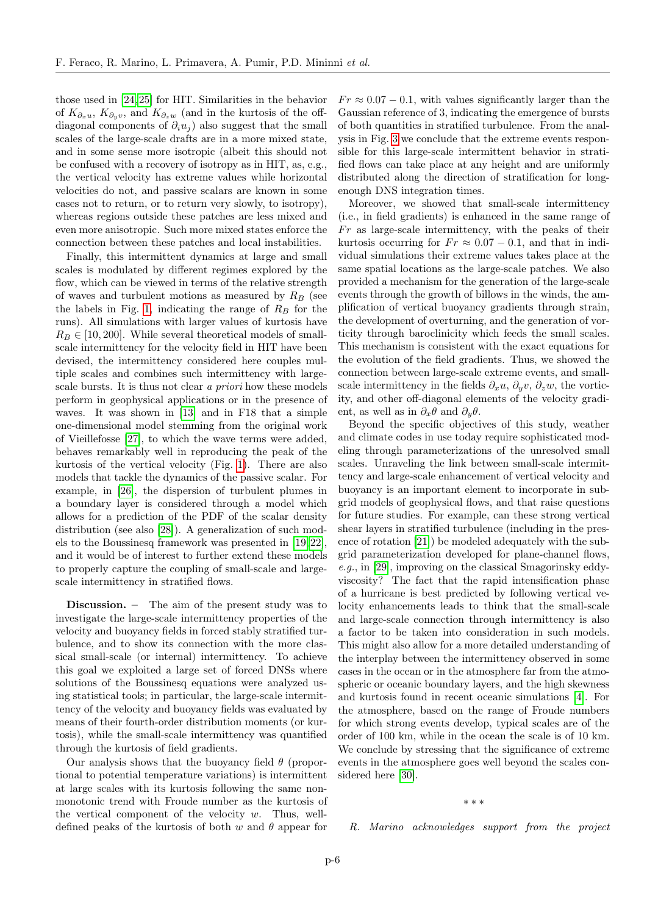those used in [24,25] for HIT. Similarities in the behavior of $K_{\partial_x u}$, $K_{\partial_y v}$, and $K_{\partial_z w}$ (and in the kurtosis of the off-diagonal components of $\partial_i u_j$) also suggest that the small scales of the large-scale drafts are in a more mixed state, and in some sense more isotropic (albeit this should not be confused with a recovery of isotropy as in HIT, as, e.g., the vertical velocity has extreme values while horizontal velocities do not, and passive scalars are known in some cases not to return, or to return very slowly, to isotropy), whereas regions outside these patches are less mixed and even more anisotropic. Such more mixed states enforce the connection between these patches and local instabilities.

Finally, this intermittent dynamics at large and small scales is modulated by different regimes explored by the flow, which can be viewed in terms of the relative strength of waves and turbulent motions as measured by $R_B$ (see the labels in Fig. 1, indicating the range of $R_B$ for the runs). All simulations with larger values of kurtosis have $R_B \in [10, 200]$. While several theoretical models of small-scale intermittency for the velocity field in HIT have been devised, the intermittency considered here couples multiple scales and combines such intermittency with large-scale bursts. It is thus not clear *a priori* how these models perform in geophysical applications or in the presence of waves. It was shown in [13] and in F18 that a simple one-dimensional model stemming from the original work of Vieillefosse [27], to which the wave terms were added, behaves remarkably well in reproducing the peak of the kurtosis of the vertical velocity (Fig. 1). There are also models that tackle the dynamics of the passive scalar. For example, in [26], the dispersion of turbulent plumes in a boundary layer is considered through a model which allows for a prediction of the PDF of the scalar density distribution (see also [28]). A generalization of such models to the Boussinesq framework was presented in [19,22], and it would be of interest to further extend these models to properly capture the coupling of small-scale and large-scale intermittency in stratified flows.

**Discussion.** – The aim of the present study was to investigate the large-scale intermittency properties of the velocity and buoyancy fields in forced stably stratified turbulence, and to show its connection with the more classical small-scale (or internal) intermittency. To achieve this goal we exploited a large set of forced DNSs where solutions of the Boussinesq equations were analyzed using statistical tools; in particular, the large-scale intermittency of the velocity and buoyancy fields was evaluated by means of their fourth-order distribution moments (or kurtosis), while the small-scale intermittency was quantified through the kurtosis of field gradients.

Our analysis shows that the buoyancy field $\theta$ (proportional to potential temperature variations) is intermittent at large scales with its kurtosis following the same non-monotonic trend with Froude number as the kurtosis of the vertical component of the velocity $w$. Thus, well-defined peaks of the kurtosis of both $w$ and $\theta$ appear for $Fr \approx 0.07-0.1$, with values significantly larger than the Gaussian reference of 3, indicating the emergence of bursts of both quantities in stratified turbulence. From the analysis in Fig. 3 we conclude that the extreme events responsible for this large-scale intermittent behavior in stratified flows can take place at any height and are uniformly distributed along the direction of stratification for long-enough DNS integration times.

Moreover, we showed that small-scale intermittency (i.e., in field gradients) is enhanced in the same range of $Fr$ as large-scale intermittency, with the peaks of their kurtosis occurring for $Fr \approx 0.07-0.1$, and that in individual simulations their extreme values takes place at the same spatial locations as the large-scale patches. We also provided a mechanism for the generation of the large-scale events through the growth of billows in the winds, the amplification of vertical buoyancy gradients through strain, the development of overturning, and the generation of vorticity through baroclinicity which feeds the small scales. This mechanism is consistent with the exact equations for the evolution of the field gradients. Thus, we showed the connection between large-scale extreme events, and small-scale intermittency in the fields $\partial_x u$, $\partial_y v$, $\partial_z w$, the vorticity, and other off-diagonal elements of the velocity gradient, as well as in $\partial_x \theta$ and $\partial_y \theta$.

Beyond the specific objectives of this study, weather and climate codes in use today require sophisticated modeling through parameterizations of the unresolved small scales. Unraveling the link between small-scale intermittency and large-scale enhancement of vertical velocity and buoyancy is an important element to incorporate in sub-grid models of geophysical flows, and that raise questions for future studies. For example, can these strong vertical shear layers in stratified turbulence (including in the presence of rotation [21]) be modeled adequately with the sub-grid parameterization developed for plane-channel flows, *e.g.*, in [29], improving on the classical Smagorinsky eddy-viscosity? The fact that the rapid intensification phase of a hurricane is best predicted by following vertical velocity enhancements leads to think that the small-scale and large-scale connection through intermittency is also a factor to be taken into consideration in such models. This might also allow for a more detailed understanding of the interplay between the intermittency observed in some cases in the ocean or in the atmosphere far from the atmospheric or oceanic boundary layers, and the high skewness and kurtosis found in recent oceanic simulations [4]. For the atmosphere, based on the range of Froude numbers for which strong events develop, typical scales are of the order of 100 km, while in the ocean the scale is of 10 km. We conclude by stressing that the significance of extreme events in the atmosphere goes well beyond the scales considered here [30].

\* \* \*

*R. Marino acknowledges support from the project*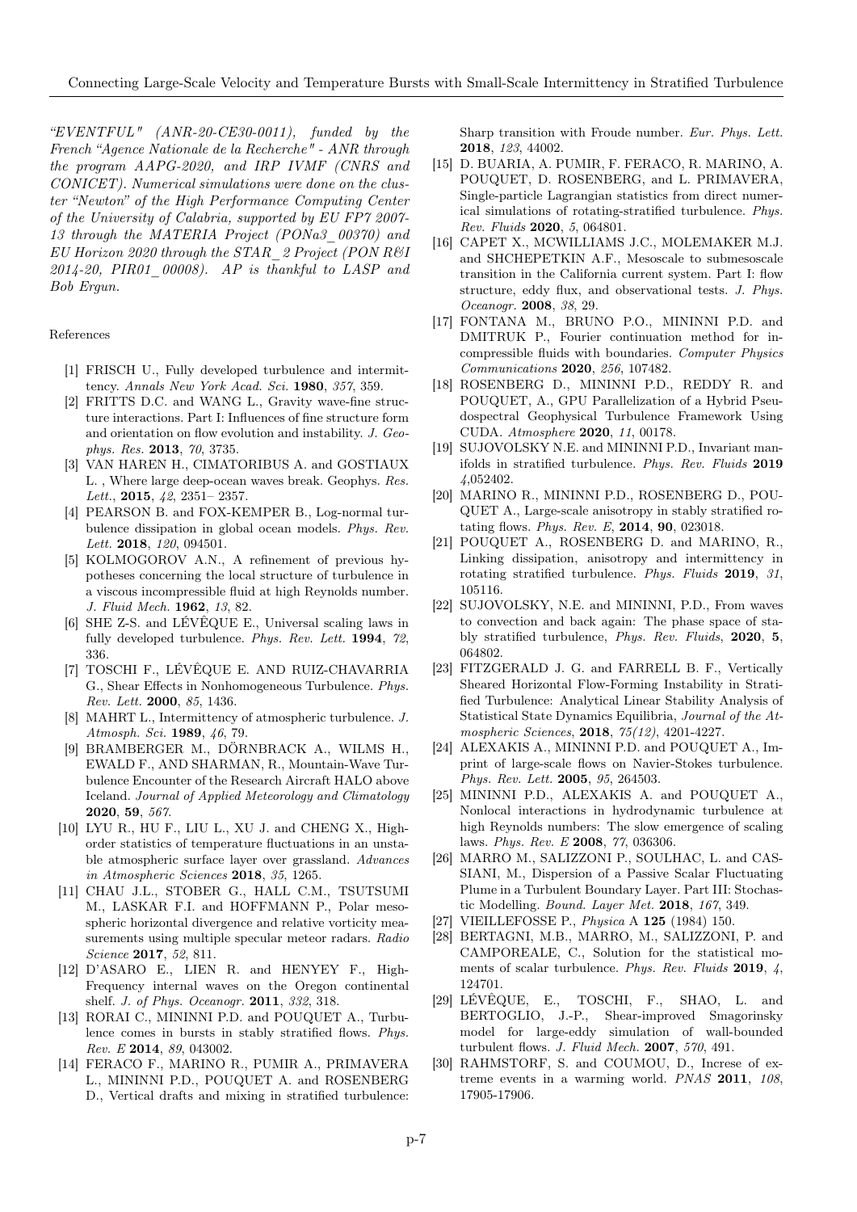*"EVENTFUL" (ANR-20-CE30-0011), funded by the French "Agence Nationale de la Recherche" - ANR through the program AAPG-2020, and IRP IVMF (CNRS and CONICET). Numerical simulations were done on the cluster "Newton" of the High Performance Computing Center of the University of Calabria, supported by EU FP7 2007-13 through the MATERIA Project (PONa3_00370) and EU Horizon 2020 through the STAR_2 Project (PON R&I 2014-20, PIR01_00008). AP is thankful to LASP and Bob Ergun.*

References

- [1] FRISCH U., Fully developed turbulence and intermittency. *Annals New York Acad. Sci.* **1980**, *357*, 359.
- [2] FRITTS D.C. and WANG L., Gravity wave-fine structure interactions. Part I: Influences of fine structure form and orientation on flow evolution and instability. *J. Geophys. Res.* **2013**, *70*, 3735.
- [3] VAN HAREN H., CIMATORIBUS A. and GOSTIAUX L. , Where large deep-ocean waves break. Geophys. *Res. Lett.*, **2015**, *42*, 2351– 2357.
- [4] PEARSON B. and FOX-KEMPER B., Log-normal turbulence dissipation in global ocean models. *Phys. Rev. Lett.* **2018**, *120*, 094501.
- [5] KOLMOGOROV A.N., A refinement of previous hypotheses concerning the local structure of turbulence in a viscous incompressible fluid at high Reynolds number. *J. Fluid Mech.* **1962**, *13*, 82.
- [6] SHE Z-S. and LÉVÊQUE E., Universal scaling laws in fully developed turbulence. *Phys. Rev. Lett.* **1994**, *72*, 336.
- [7] TOSCHI F., LÉVÊQUE E. AND RUIZ-CHAVARRIA G., Shear Effects in Nonhomogeneous Turbulence. *Phys. Rev. Lett.* **2000**, *85*, 1436.
- [8] MAHRT L., Intermittency of atmospheric turbulence. *J. Atmosph. Sci.* **1989**, *46*, 79.
- [9] BRAMBERGER M., DÖRNBRACK A., WILMS H., EWALD F., AND SHARMAN, R., Mountain-Wave Turbulence Encounter of the Research Aircraft HALO above Iceland. *Journal of Applied Meteorology and Climatology* **2020**, **59**, *567*.
- [10] LYU R., HU F., LIU L., XU J. and CHENG X., High-order statistics of temperature fluctuations in an unstable atmospheric surface layer over grassland. *Advances in Atmospheric Sciences* **2018**, *35*, 1265.
- [11] CHAU J.L., STOBER G., HALL C.M., TSUTSUMI M., LASKAR F.I. and HOFFMANN P., Polar mesospheric horizontal divergence and relative vorticity measurements using multiple specular meteor radars. *Radio Science* **2017**, *52*, 811.
- [12] D'ASARO E., LIEN R. and HENYEY F., High-Frequency internal waves on the Oregon continental shelf. *J. of Phys. Oceanogr.* **2011**, *332*, 318.
- [13] RORAI C., MININNI P.D. and POUQUET A., Turbulence comes in bursts in stably stratified flows. *Phys. Rev. E* **2014**, *89*, 043002.
- [14] FERACO F., MARINO R., PUMIR A., PRIMAVERA L., MININNI P.D., POUQUET A. and ROSENBERG D., Vertical drafts and mixing in stratified turbulence: Sharp transition with Froude number. *Eur. Phys. Lett.* **2018**, *123*, 44002.
- [15] D. BUARIA, A. PUMIR, F. FERACO, R. MARINO, A. POUQUET, D. ROSENBERG, and L. PRIMAVERA, Single-particle Lagrangian statistics from direct numerical simulations of rotating-stratified turbulence. *Phys. Rev. Fluids* **2020**, *5*, 064801.
- [16] CAPET X., MCWILLIAMS J.C., MOLEMAKER M.J. and SHCHEPETKIN A.F., Mesoscale to submesoscale transition in the California current system. Part I: flow structure, eddy flux, and observational tests. *J. Phys. Oceanogr.* **2008**, *38*, 29.
- [17] FONTANA M., BRUNO P.O., MININNI P.D. and DMITRUK P., Fourier continuation method for incompressible fluids with boundaries. *Computer Physics Communications* **2020**, *256*, 107482.
- [18] ROSENBERG D., MININNI P.D., REDDY R. and POUQUET, A., GPU Parallelization of a Hybrid Pseudospectral Geophysical Turbulence Framework Using CUDA. *Atmosphere* **2020**, *11*, 00178.
- [19] SUJOVOLSKY N.E. and MININNI P.D., Invariant manifolds in stratified turbulence. *Phys. Rev. Fluids* **2019** *4*,052402.
- [20] MARINO R., MININNI P.D., ROSENBERG D., POUQUET A., Large-scale anisotropy in stably stratified rotating flows. *Phys. Rev. E*, **2014**, **90**, 023018.
- [21] POUQUET A., ROSENBERG D. and MARINO, R., Linking dissipation, anisotropy and intermittency in rotating stratified turbulence. *Phys. Fluids* **2019**, *31*, 105116.
- [22] SUJOVOLSKY, N.E. and MININNI, P.D., From waves to convection and back again: The phase space of stably stratified turbulence, *Phys. Rev. Fluids*, **2020**, **5**, 064802.
- [23] FITZGERALD J. G. and FARRELL B. F., Vertically Sheared Horizontal Flow-Forming Instability in Stratified Turbulence: Analytical Linear Stability Analysis of Statistical State Dynamics Equilibria, *Journal of the Atmospheric Sciences*, **2018**, *75(12)*, 4201-4227.
- [24] ALEXAKIS A., MININNI P.D. and POUQUET A., Imprint of large-scale flows on Navier-Stokes turbulence. *Phys. Rev. Lett.* **2005**, *95*, 264503.
- [25] MININNI P.D., ALEXAKIS A. and POUQUET A., Nonlocal interactions in hydrodynamic turbulence at high Reynolds numbers: The slow emergence of scaling laws. *Phys. Rev. E* **2008**, *77*, 036306.
- [26] MARRO M., SALIZZONI P., SOULHAC, L. and CASSIANI, M., Dispersion of a Passive Scalar Fluctuating Plume in a Turbulent Boundary Layer. Part III: Stochastic Modelling. *Bound. Layer Met.* **2018**, *167*, 349.
- [27] VIEILLEFOSSE P., *Physica* A **125** (1984) 150.
- [28] BERTAGNI, M.B., MARRO, M., SALIZZONI, P. and CAMPOREALE, C., Solution for the statistical moments of scalar turbulence. *Phys. Rev. Fluids* **2019**, *4*, 124701.
- [29] LÉVÊQUE, E., TOSCHI, F., SHAO, L. and BERTOGLIO, J.-P., Shear-improved Smagorinsky model for large-eddy simulation of wall-bounded turbulent flows. *J. Fluid Mech.* **2007**, *570*, 491.
- [30] RAHMSTORF, S. and COUMOU, D., Increse of extreme events in a warming world. *PNAS* **2011**, *108*, 17905-17906.